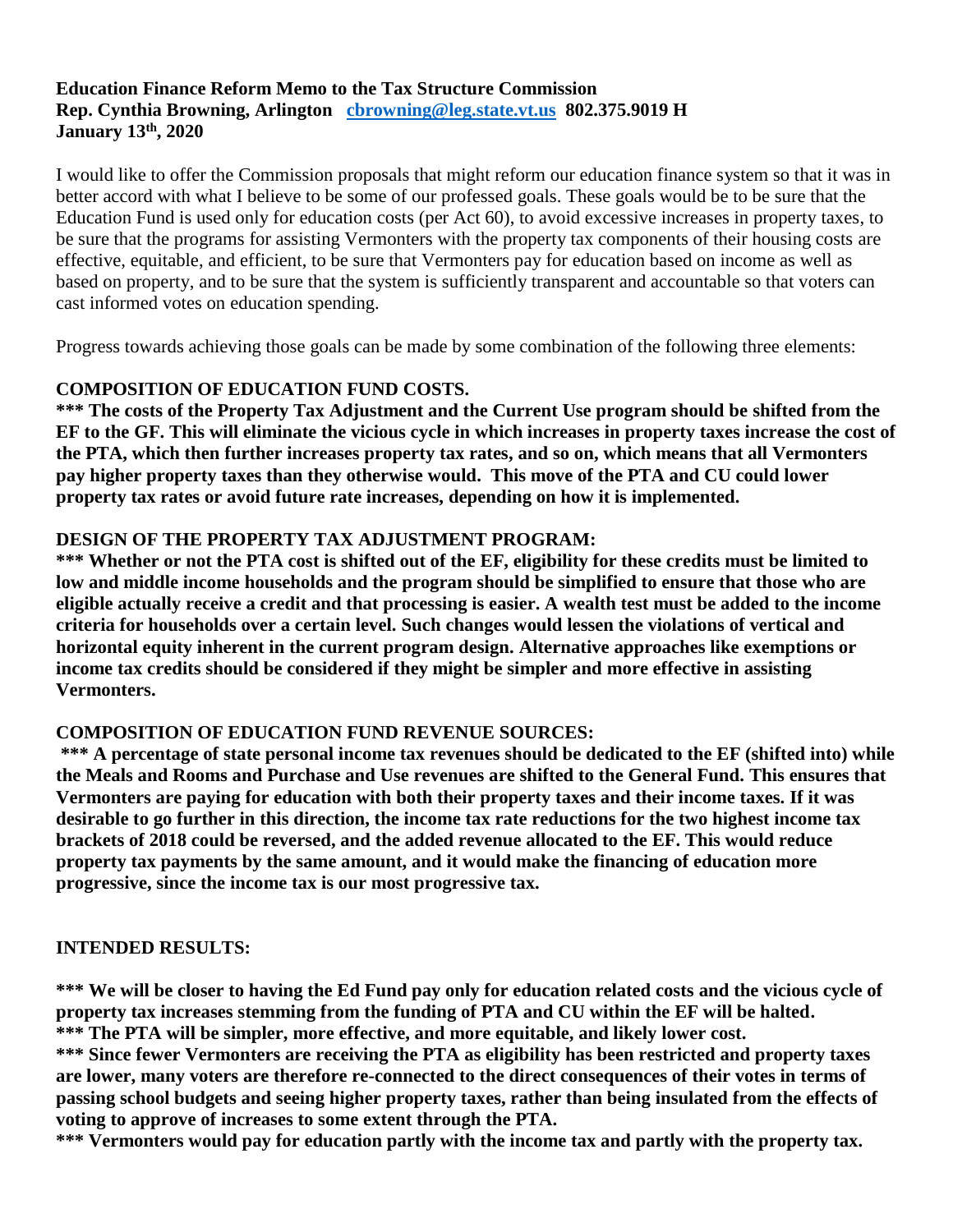**Education Finance Reform Memo to the Tax Structure Commission**
**Rep. Cynthia Browning, Arlington cbrowning@leg.state.vt.us 802.375.9019 H**
**January 13th, 2020**

I would like to offer the Commission proposals that might reform our education finance system so that it was in better accord with what I believe to be some of our professed goals. These goals would be to be sure that the Education Fund is used only for education costs (per Act 60), to avoid excessive increases in property taxes, to be sure that the programs for assisting Vermonters with the property tax components of their housing costs are effective, equitable, and efficient, to be sure that Vermonters pay for education based on income as well as based on property, and to be sure that the system is sufficiently transparent and accountable so that voters can cast informed votes on education spending.

Progress towards achieving those goals can be made by some combination of the following three elements:

**COMPOSITION OF EDUCATION FUND COSTS.**

**\*\*\* The costs of the Property Tax Adjustment and the Current Use program should be shifted from the EF to the GF. This will eliminate the vicious cycle in which increases in property taxes increase the cost of the PTA, which then further increases property tax rates, and so on, which means that all Vermonters pay higher property taxes than they otherwise would. This move of the PTA and CU could lower property tax rates or avoid future rate increases, depending on how it is implemented.**

**DESIGN OF THE PROPERTY TAX ADJUSTMENT PROGRAM:**

**\*\*\* Whether or not the PTA cost is shifted out of the EF, eligibility for these credits must be limited to low and middle income households and the program should be simplified to ensure that those who are eligible actually receive a credit and that processing is easier. A wealth test must be added to the income criteria for households over a certain level. Such changes would lessen the violations of vertical and horizontal equity inherent in the current program design. Alternative approaches like exemptions or income tax credits should be considered if they might be simpler and more effective in assisting Vermonters.**

**COMPOSITION OF EDUCATION FUND REVENUE SOURCES:**

**\*\*\* A percentage of state personal income tax revenues should be dedicated to the EF (shifted into) while the Meals and Rooms and Purchase and Use revenues are shifted to the General Fund. This ensures that Vermonters are paying for education with both their property taxes and their income taxes. If it was desirable to go further in this direction, the income tax rate reductions for the two highest income tax brackets of 2018 could be reversed, and the added revenue allocated to the EF. This would reduce property tax payments by the same amount, and it would make the financing of education more progressive, since the income tax is our most progressive tax.**

**INTENDED RESULTS:**

**\*\*\* We will be closer to having the Ed Fund pay only for education related costs and the vicious cycle of property tax increases stemming from the funding of PTA and CU within the EF will be halted.**
**\*\*\* The PTA will be simpler, more effective, and more equitable, and likely lower cost.**
**\*\*\* Since fewer Vermonters are receiving the PTA as eligibility has been restricted and property taxes are lower, many voters are therefore re-connected to the direct consequences of their votes in terms of passing school budgets and seeing higher property taxes, rather than being insulated from the effects of voting to approve of increases to some extent through the PTA.**
**\*\*\* Vermonters would pay for education partly with the income tax and partly with the property tax.**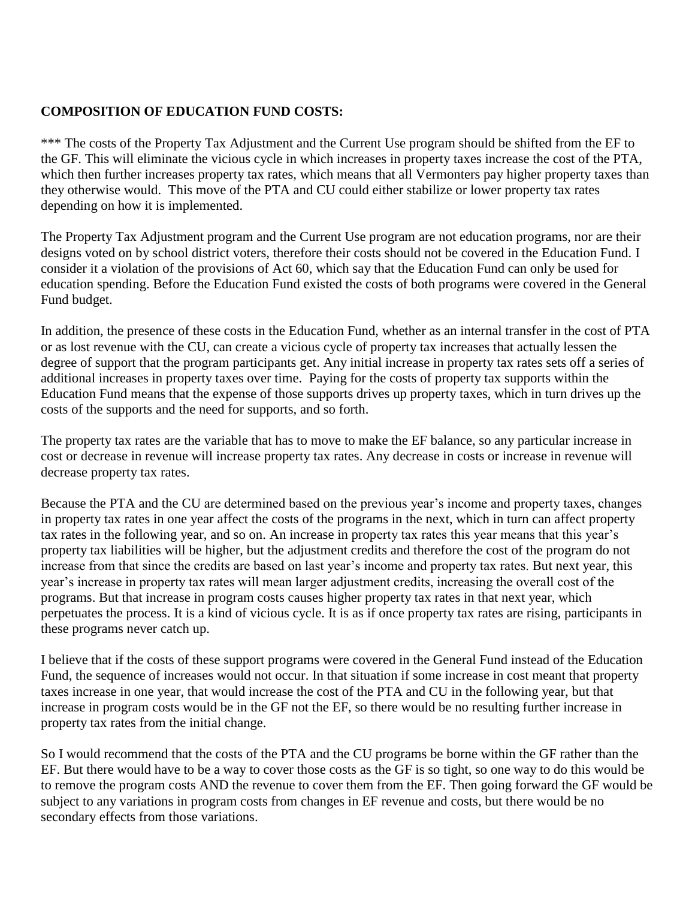**COMPOSITION OF EDUCATION FUND COSTS:**

*** The costs of the Property Tax Adjustment and the Current Use program should be shifted from the EF to the GF. This will eliminate the vicious cycle in which increases in property taxes increase the cost of the PTA, which then further increases property tax rates, which means that all Vermonters pay higher property taxes than they otherwise would. This move of the PTA and CU could either stabilize or lower property tax rates depending on how it is implemented.

The Property Tax Adjustment program and the Current Use program are not education programs, nor are their designs voted on by school district voters, therefore their costs should not be covered in the Education Fund. I consider it a violation of the provisions of Act 60, which say that the Education Fund can only be used for education spending. Before the Education Fund existed the costs of both programs were covered in the General Fund budget.

In addition, the presence of these costs in the Education Fund, whether as an internal transfer in the cost of PTA or as lost revenue with the CU, can create a vicious cycle of property tax increases that actually lessen the degree of support that the program participants get. Any initial increase in property tax rates sets off a series of additional increases in property taxes over time. Paying for the costs of property tax supports within the Education Fund means that the expense of those supports drives up property taxes, which in turn drives up the costs of the supports and the need for supports, and so forth.

The property tax rates are the variable that has to move to make the EF balance, so any particular increase in cost or decrease in revenue will increase property tax rates. Any decrease in costs or increase in revenue will decrease property tax rates.

Because the PTA and the CU are determined based on the previous year's income and property taxes, changes in property tax rates in one year affect the costs of the programs in the next, which in turn can affect property tax rates in the following year, and so on. An increase in property tax rates this year means that this year's property tax liabilities will be higher, but the adjustment credits and therefore the cost of the program do not increase from that since the credits are based on last year's income and property tax rates. But next year, this year's increase in property tax rates will mean larger adjustment credits, increasing the overall cost of the programs. But that increase in program costs causes higher property tax rates in that next year, which perpetuates the process. It is a kind of vicious cycle. It is as if once property tax rates are rising, participants in these programs never catch up.

I believe that if the costs of these support programs were covered in the General Fund instead of the Education Fund, the sequence of increases would not occur. In that situation if some increase in cost meant that property taxes increase in one year, that would increase the cost of the PTA and CU in the following year, but that increase in program costs would be in the GF not the EF, so there would be no resulting further increase in property tax rates from the initial change.

So I would recommend that the costs of the PTA and the CU programs be borne within the GF rather than the EF. But there would have to be a way to cover those costs as the GF is so tight, so one way to do this would be to remove the program costs AND the revenue to cover them from the EF. Then going forward the GF would be subject to any variations in program costs from changes in EF revenue and costs, but there would be no secondary effects from those variations.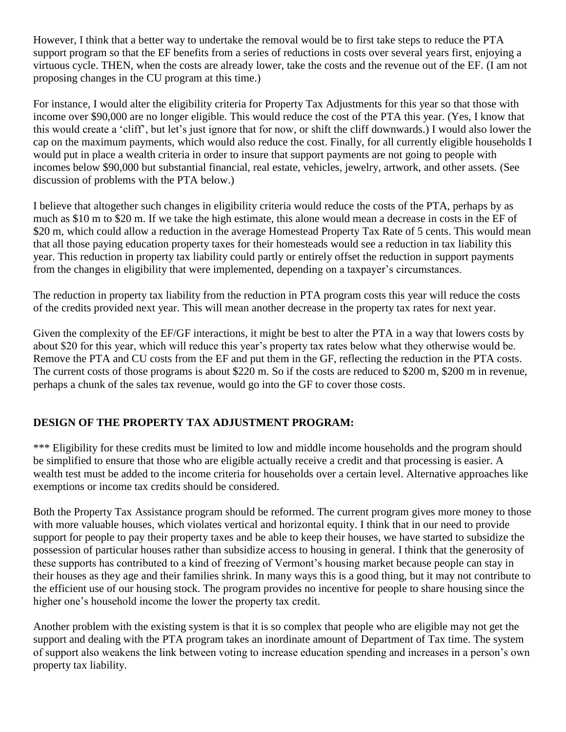However, I think that a better way to undertake the removal would be to first take steps to reduce the PTA support program so that the EF benefits from a series of reductions in costs over several years first, enjoying a virtuous cycle. THEN, when the costs are already lower, take the costs and the revenue out of the EF. (I am not proposing changes in the CU program at this time.)

For instance, I would alter the eligibility criteria for Property Tax Adjustments for this year so that those with income over $90,000 are no longer eligible. This would reduce the cost of the PTA this year. (Yes, I know that this would create a 'cliff', but let's just ignore that for now, or shift the cliff downwards.) I would also lower the cap on the maximum payments, which would also reduce the cost. Finally, for all currently eligible households I would put in place a wealth criteria in order to insure that support payments are not going to people with incomes below $90,000 but substantial financial, real estate, vehicles, jewelry, artwork, and other assets. (See discussion of problems with the PTA below.)

I believe that altogether such changes in eligibility criteria would reduce the costs of the PTA, perhaps by as much as $10 m to $20 m. If we take the high estimate, this alone would mean a decrease in costs in the EF of $20 m, which could allow a reduction in the average Homestead Property Tax Rate of 5 cents. This would mean that all those paying education property taxes for their homesteads would see a reduction in tax liability this year. This reduction in property tax liability could partly or entirely offset the reduction in support payments from the changes in eligibility that were implemented, depending on a taxpayer's circumstances.

The reduction in property tax liability from the reduction in PTA program costs this year will reduce the costs of the credits provided next year. This will mean another decrease in the property tax rates for next year.

Given the complexity of the EF/GF interactions, it might be best to alter the PTA in a way that lowers costs by about $20 for this year, which will reduce this year's property tax rates below what they otherwise would be. Remove the PTA and CU costs from the EF and put them in the GF, reflecting the reduction in the PTA costs. The current costs of those programs is about $220 m. So if the costs are reduced to $200 m, $200 m in revenue, perhaps a chunk of the sales tax revenue, would go into the GF to cover those costs.

**DESIGN OF THE PROPERTY TAX ADJUSTMENT PROGRAM:**

*** Eligibility for these credits must be limited to low and middle income households and the program should be simplified to ensure that those who are eligible actually receive a credit and that processing is easier. A wealth test must be added to the income criteria for households over a certain level. Alternative approaches like exemptions or income tax credits should be considered.

Both the Property Tax Assistance program should be reformed. The current program gives more money to those with more valuable houses, which violates vertical and horizontal equity. I think that in our need to provide support for people to pay their property taxes and be able to keep their houses, we have started to subsidize the possession of particular houses rather than subsidize access to housing in general. I think that the generosity of these supports has contributed to a kind of freezing of Vermont's housing market because people can stay in their houses as they age and their families shrink. In many ways this is a good thing, but it may not contribute to the efficient use of our housing stock. The program provides no incentive for people to share housing since the higher one's household income the lower the property tax credit.

Another problem with the existing system is that it is so complex that people who are eligible may not get the support and dealing with the PTA program takes an inordinate amount of Department of Tax time. The system of support also weakens the link between voting to increase education spending and increases in a person's own property tax liability.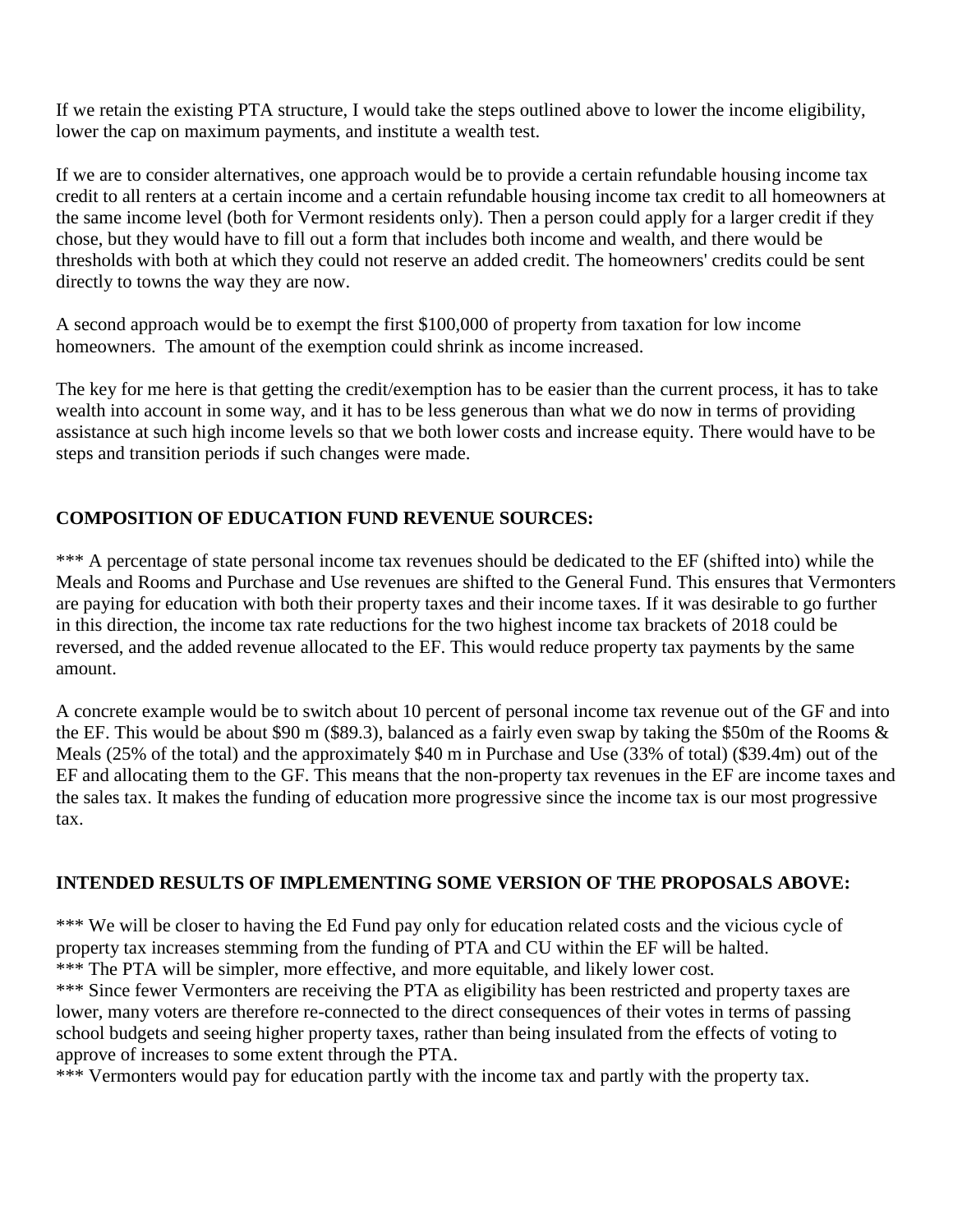If we retain the existing PTA structure, I would take the steps outlined above to lower the income eligibility, lower the cap on maximum payments, and institute a wealth test.

If we are to consider alternatives, one approach would be to provide a certain refundable housing income tax credit to all renters at a certain income and a certain refundable housing income tax credit to all homeowners at the same income level (both for Vermont residents only). Then a person could apply for a larger credit if they chose, but they would have to fill out a form that includes both income and wealth, and there would be thresholds with both at which they could not reserve an added credit. The homeowners' credits could be sent directly to towns the way they are now.

A second approach would be to exempt the first $100,000 of property from taxation for low income homeowners. The amount of the exemption could shrink as income increased.

The key for me here is that getting the credit/exemption has to be easier than the current process, it has to take wealth into account in some way, and it has to be less generous than what we do now in terms of providing assistance at such high income levels so that we both lower costs and increase equity. There would have to be steps and transition periods if such changes were made.

## COMPOSITION OF EDUCATION FUND REVENUE SOURCES:

*** A percentage of state personal income tax revenues should be dedicated to the EF (shifted into) while the Meals and Rooms and Purchase and Use revenues are shifted to the General Fund. This ensures that Vermonters are paying for education with both their property taxes and their income taxes. If it was desirable to go further in this direction, the income tax rate reductions for the two highest income tax brackets of 2018 could be reversed, and the added revenue allocated to the EF. This would reduce property tax payments by the same amount.

A concrete example would be to switch about 10 percent of personal income tax revenue out of the GF and into the EF. This would be about $90 m ($89.3), balanced as a fairly even swap by taking the $50m of the Rooms & Meals (25% of the total) and the approximately $40 m in Purchase and Use (33% of total) ($39.4m) out of the EF and allocating them to the GF. This means that the non-property tax revenues in the EF are income taxes and the sales tax. It makes the funding of education more progressive since the income tax is our most progressive tax.

## INTENDED RESULTS OF IMPLEMENTING SOME VERSION OF THE PROPOSALS ABOVE:

*** We will be closer to having the Ed Fund pay only for education related costs and the vicious cycle of property tax increases stemming from the funding of PTA and CU within the EF will be halted.
*** The PTA will be simpler, more effective, and more equitable, and likely lower cost.
*** Since fewer Vermonters are receiving the PTA as eligibility has been restricted and property taxes are lower, many voters are therefore re-connected to the direct consequences of their votes in terms of passing school budgets and seeing higher property taxes, rather than being insulated from the effects of voting to approve of increases to some extent through the PTA.
*** Vermonters would pay for education partly with the income tax and partly with the property tax.